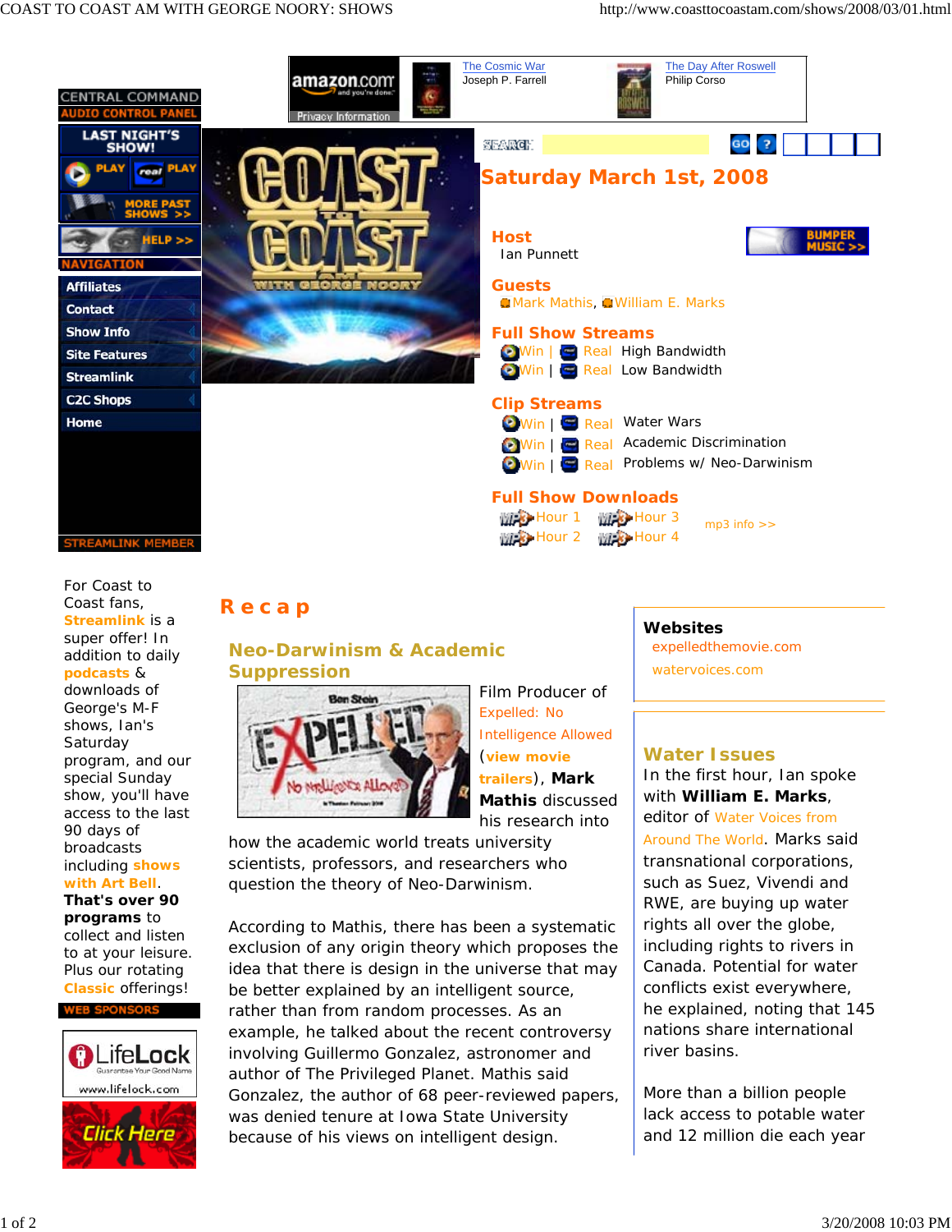amazon.com

The Cosmic War
Joseph P. Farrell

The Day After Roswell
Philip Corso

Privacy Information

CENTRAL COMMAND
AUDIO CONTROL PANEL

LAST NIGHT'S SHOW!

PLAY | PLAY

MORE PAST SHOWS >>

HELP >>

NAVIGATION

- Affiliates
- Contact
- Show Info
- Site Features
- Streamlink
- C2C Shops
- Home

STREAMLINK MEMBER

# Saturday March 1st, 2008

BUMPER MUSIC >>

## Host

Ian Punnett

## Guests

Mark Mathis, William E. Marks

## Full Show Streams

Win | Real High Bandwidth
Win | Real Low Bandwidth

## Clip Streams

Win | Real Water Wars
Win | Real Academic Discrimination
Win | Real Problems w/ Neo-Darwinism

## Full Show Downloads

Hour 1 | Hour 3
Hour 2 | Hour 4

mp3 info >>

For Coast to Coast fans, **Streamlink** is a super offer! In addition to daily **podcasts** & downloads of George's M-F shows, Ian's Saturday program, and our special Sunday show, you'll have access to the last 90 days of broadcasts including **shows with Art Bell**. **That's over 90 programs** to collect and listen to at your leisure. Plus our rotating **Classic** offerings!

WEB SPONSORS

LifeLock — www.lifelock.com

Click Here

## Recap

### Neo-Darwinism & Academic Suppression

Film Producer of Expelled: No Intelligence Allowed (**view movie trailers**), **Mark Mathis** discussed his research into how the academic world treats university scientists, professors, and researchers who question the theory of Neo-Darwinism.

According to Mathis, there has been a systematic exclusion of any origin theory which proposes the idea that there is design in the universe that may be better explained by an intelligent source, rather than from random processes. As an example, he talked about the recent controversy involving Guillermo Gonzalez, astronomer and author of The Privileged Planet. Mathis said Gonzalez, the author of 68 peer-reviewed papers, was denied tenure at Iowa State University because of his views on intelligent design.

**Websites**

expelledthemovie.com

watervoices.com

### Water Issues

In the first hour, Ian spoke with **William E. Marks**, editor of Water Voices from Around The World. Marks said transnational corporations, such as Suez, Vivendi and RWE, are buying up water rights all over the globe, including rights to rivers in Canada. Potential for water conflicts exist everywhere, he explained, noting that 145 nations share international river basins.

More than a billion people lack access to potable water and 12 million die each year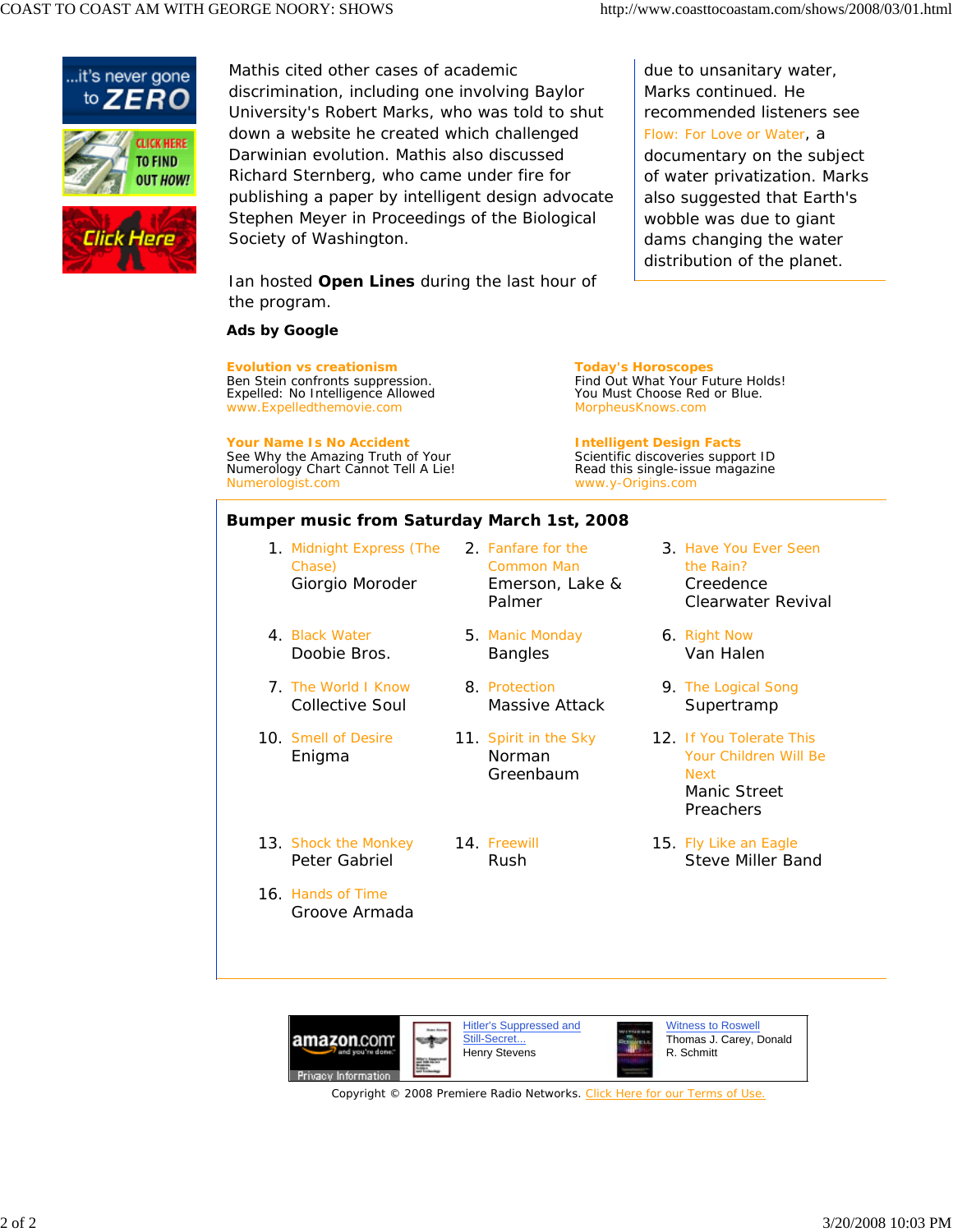Mathis cited other cases of academic discrimination, including one involving Baylor University's Robert Marks, who was told to shut down a website he created which challenged Darwinian evolution. Mathis also discussed Richard Sternberg, who came under fire for publishing a paper by intelligent design advocate Stephen Meyer in Proceedings of the Biological Society of Washington.

Ian hosted **Open Lines** during the last hour of the program.

due to unsanitary water, Marks continued. He recommended listeners see Flow: For Love or Water, a documentary on the subject of water privatization. Marks also suggested that Earth's wobble was due to giant dams changing the water distribution of the planet.

**Ads by Google**

**Evolution vs creationism**
Ben Stein confronts suppression. Expelled: No Intelligence Allowed
www.Expelledthemovie.com

**Today's Horoscopes**
Find Out What Your Future Holds! You Must Choose Red or Blue.
MorpheusKnows.com

**Your Name Is No Accident**
See Why the Amazing Truth of Your Numerology Chart Cannot Tell A Lie!
Numerologist.com

**Intelligent Design Facts**
Scientific discoveries support ID Read this single-issue magazine
www.y-Origins.com

## Bumper music from Saturday March 1st, 2008

1. Midnight Express (The Chase) — Giorgio Moroder
2. Fanfare for the Common Man — Emerson, Lake & Palmer
3. Have You Ever Seen the Rain? — Creedence Clearwater Revival
4. Black Water — Doobie Bros.
5. Manic Monday — Bangles
6. Right Now — Van Halen
7. The World I Know — Collective Soul
8. Protection — Massive Attack
9. The Logical Song — Supertramp
10. Smell of Desire — Enigma
11. Spirit in the Sky — Norman Greenbaum
12. If You Tolerate This Your Children Will Be Next — Manic Street Preachers
13. Shock the Monkey — Peter Gabriel
14. Freewill — Rush
15. Fly Like an Eagle — Steve Miller Band
16. Hands of Time — Groove Armada

amazon.com and you're done. Privacy Information

Hitler's Suppressed and Still-Secret... — Henry Stevens

Witness to Roswell — Thomas J. Carey, Donald R. Schmitt

Copyright © 2008 Premiere Radio Networks. Click Here for our Terms of Use.